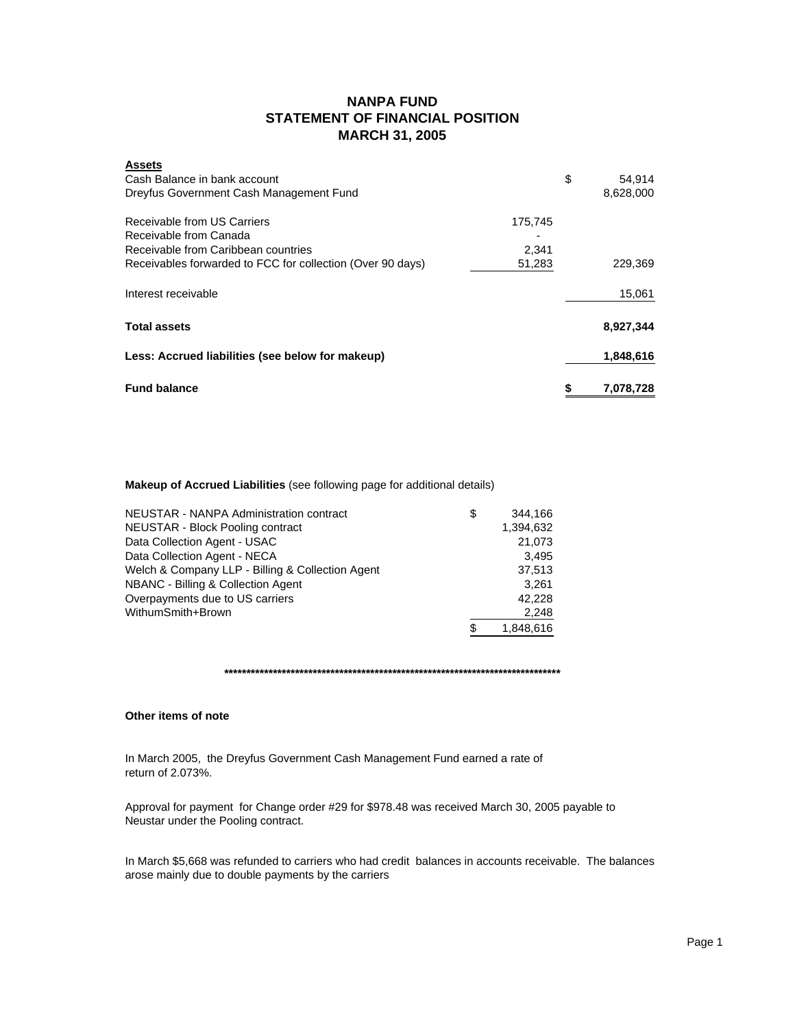# NANPA FUND
# STATEMENT OF FINANCIAL POSITION
# MARCH 31, 2005

| | | | |
|---|---|---|---|
| **Assets** | | | |
| Cash Balance in bank account | | $ | 54,914 |
| Dreyfus Government Cash Management Fund | | | 8,628,000 |
| | | | |
| Receivable from US Carriers | 175,745 | | |
| Receivable from Canada | - | | |
| Receivable from Caribbean countries | 2,341 | | |
| Receivables forwarded to FCC for collection (Over 90 days) | 51,283 | | 229,369 |
| | | | |
| Interest receivable | | | 15,061 |
| | | | |
| **Total assets** | | | **8,927,344** |
| | | | |
| **Less: Accrued liabilities (see below for makeup)** | | | **1,848,616** |
| | | | |
| **Fund balance** | | **$** | **7,078,728** |

**Makeup of Accrued Liabilities** (see following page for additional details)

| | | |
|---|---|---|
| NEUSTAR - NANPA Administration contract | $ | 344,166 |
| NEUSTAR - Block Pooling contract | | 1,394,632 |
| Data Collection Agent - USAC | | 21,073 |
| Data Collection Agent - NECA | | 3,495 |
| Welch & Company LLP - Billing & Collection Agent | | 37,513 |
| NBANC - Billing & Collection Agent | | 3,261 |
| Overpayments due to US carriers | | 42,228 |
| WithumSmith+Brown | | 2,248 |
| | $ | 1,848,616 |

*******************************************************************************

**Other items of note**

In March 2005, the Dreyfus Government Cash Management Fund earned a rate of return of 2.073%.

Approval for payment for Change order #29 for $978.48 was received March 30, 2005 payable to Neustar under the Pooling contract.

In March $5,668 was refunded to carriers who had credit balances in accounts receivable. The balances arose mainly due to double payments by the carriers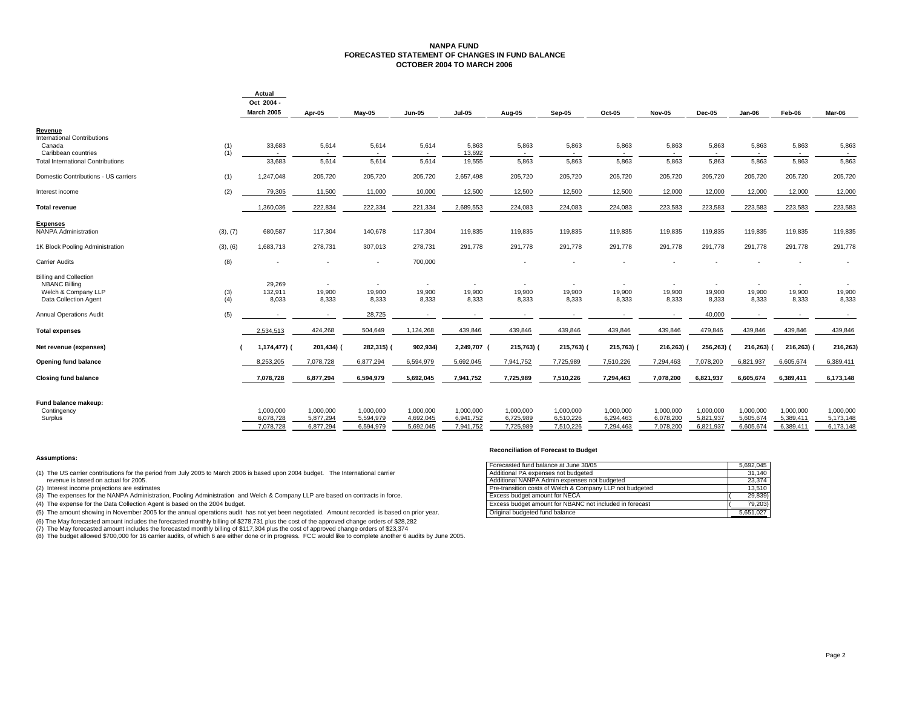# NANPA FUND
## FORECASTED STATEMENT OF CHANGES IN FUND BALANCE
## OCTOBER 2004 TO MARCH 2006

| | | Actual Oct 2004 - March 2005 | Apr-05 | May-05 | Jun-05 | Jul-05 | Aug-05 | Sep-05 | Oct-05 | Nov-05 | Dec-05 | Jan-06 | Feb-06 | Mar-06 |
|---|---|---|---|---|---|---|---|---|---|---|---|---|---|---|
| **Revenue** | | | | | | | | | | | | | | |
| International Contributions | | | | | | | | | | | | | | |
| Canada | (1) | 33,683 | 5,614 | 5,614 | 5,614 | 5,863 | 5,863 | 5,863 | 5,863 | 5,863 | 5,863 | 5,863 | 5,863 | 5,863 |
| Caribbean countries | (1) | - | - | - | - | 13,692 | - | - | - | - | - | - | - | - |
| Total International Contributions | | 33,683 | 5,614 | 5,614 | 5,614 | 19,555 | 5,863 | 5,863 | 5,863 | 5,863 | 5,863 | 5,863 | 5,863 | 5,863 |
| Domestic Contributions - US carriers | (1) | 1,247,048 | 205,720 | 205,720 | 205,720 | 2,657,498 | 205,720 | 205,720 | 205,720 | 205,720 | 205,720 | 205,720 | 205,720 | 205,720 |
| Interest income | (2) | 79,305 | 11,500 | 11,000 | 10,000 | 12,500 | 12,500 | 12,500 | 12,500 | 12,000 | 12,000 | 12,000 | 12,000 | 12,000 |
| **Total revenue** | | 1,360,036 | 222,834 | 222,334 | 221,334 | 2,689,553 | 224,083 | 224,083 | 224,083 | 223,583 | 223,583 | 223,583 | 223,583 | 223,583 |
| **Expenses** | | | | | | | | | | | | | | |
| NANPA Administration | (3), (7) | 680,587 | 117,304 | 140,678 | 117,304 | 119,835 | 119,835 | 119,835 | 119,835 | 119,835 | 119,835 | 119,835 | 119,835 | 119,835 |
| 1K Block Pooling Administration | (3), (6) | 1,683,713 | 278,731 | 307,013 | 278,731 | 291,778 | 291,778 | 291,778 | 291,778 | 291,778 | 291,778 | 291,778 | 291,778 | 291,778 |
| Carrier Audits | (8) | - | - | - | 700,000 | | - | - | - | - | - | - | - | - |
| Billing and Collection | | | | | | | | | | | | | | |
| NBANC Billing | | 29,269 | - | - | - | - | - | - | - | - | - | - | - | - |
| Welch & Company LLP | (3) | 132,911 | 19,900 | 19,900 | 19,900 | 19,900 | 19,900 | 19,900 | 19,900 | 19,900 | 19,900 | 19,900 | 19,900 | 19,900 |
| Data Collection Agent | (4) | 8,033 | 8,333 | 8,333 | 8,333 | 8,333 | 8,333 | 8,333 | 8,333 | 8,333 | 8,333 | 8,333 | 8,333 | 8,333 |
| Annual Operations Audit | (5) | - | - | 28,725 | - | - | - | - | - | - | 40,000 | - | - | - |
| **Total expenses** | | 2,534,513 | 424,268 | 504,649 | 1,124,268 | 439,846 | 439,846 | 439,846 | 439,846 | 439,846 | 479,846 | 439,846 | 439,846 | 439,846 |
| **Net revenue (expenses)** | | (1,174,477) | (201,434) | (282,315) | (902,934) | 2,249,707 | (215,763) | (215,763) | (215,763) | (216,263) | (256,263) | (216,263) | (216,263) | (216,263) |
| **Opening fund balance** | | 8,253,205 | 7,078,728 | 6,877,294 | 6,594,979 | 5,692,045 | 7,941,752 | 7,725,989 | 7,510,226 | 7,294,463 | 7,078,200 | 6,821,937 | 6,605,674 | 6,389,411 |
| **Closing fund balance** | | 7,078,728 | 6,877,294 | 6,594,979 | 5,692,045 | 7,941,752 | 7,725,989 | 7,510,226 | 7,294,463 | 7,078,200 | 6,821,937 | 6,605,674 | 6,389,411 | 6,173,148 |
| **Fund balance makeup:** | | | | | | | | | | | | | | |
| Contingency | | 1,000,000 | 1,000,000 | 1,000,000 | 1,000,000 | 1,000,000 | 1,000,000 | 1,000,000 | 1,000,000 | 1,000,000 | 1,000,000 | 1,000,000 | 1,000,000 | 1,000,000 |
| Surplus | | 6,078,728 | 5,877,294 | 5,594,979 | 4,692,045 | 6,941,752 | 6,725,989 | 6,510,226 | 6,294,463 | 6,078,200 | 5,821,937 | 5,605,674 | 5,389,411 | 5,173,148 |
| | | 7,078,728 | 6,877,294 | 6,594,979 | 5,692,045 | 7,941,752 | 7,725,989 | 7,510,226 | 7,294,463 | 7,078,200 | 6,821,937 | 6,605,674 | 6,389,411 | 6,173,148 |

**Assumptions:**

(1) The US carrier contributions for the period from July 2005 to March 2006 is based upon 2004 budget. The International carrier revenue is based on actual for 2005.

(2) Interest income projections are estimates

(3) The expenses for the NANPA Administration, Pooling Administration and Welch & Company LLP are based on contracts in force.

(4) The expense for the Data Collection Agent is based on the 2004 budget.

(5) The amount showing in November 2005 for the annual operations audit has not yet been negotiated. Amount recorded is based on prior year.

(6) The May forecasted amount includes the forecasted monthly billing of $278,731 plus the cost of the approved change orders of $28,282

(7) The May forecasted amount includes the forecasted monthly billing of $117,304 plus the cost of approved change orders of $23,374

(8) The budget allowed $700,000 for 16 carrier audits, of which 6 are either done or in progress. FCC would like to complete another 6 audits by June 2005.

**Reconciliation of Forecast to Budget**

| | |
|---|---|
| Forecasted fund balance at June 30/05 | 5,692,045 |
| Additional PA expenses not budgeted | 31,140 |
| Additional NANPA Admin expenses not budgeted | 23,374 |
| Pre-transition costs of Welch & Company LLP not budgeted | 13,510 |
| Excess budget amount for NECA | (29,839) |
| Excess budget amount for NBANC not included in forecast | (79,203) |
| Original budgeted fund balance | 5,651,027 |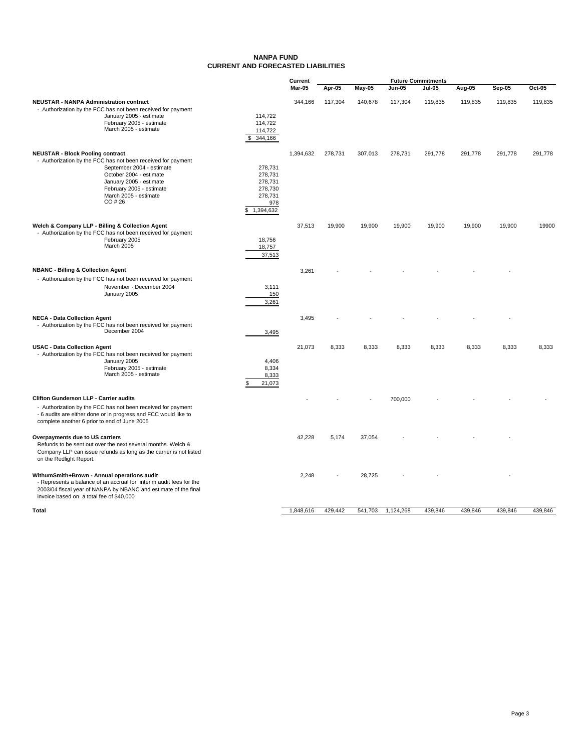# NANPA FUND
## CURRENT AND FORECASTED LIABILITIES

| | | Current | Future Commitments | | | | | | |
|---|---|---|---|---|---|---|---|---|---|
| | | Mar-05 | Apr-05 | May-05 | Jun-05 | Jul-05 | Aug-05 | Sep-05 | Oct-05 |
| **NEUSTAR - NANPA Administration contract** | | 344,166 | 117,304 | 140,678 | 117,304 | 119,835 | 119,835 | 119,835 | 119,835 |
| - Authorization by the FCC has not been received for payment | | | | | | | | | |
| January 2005 - estimate | 114,722 | | | | | | | | |
| February 2005 - estimate | 114,722 | | | | | | | | |
| March 2005 - estimate | 114,722 | | | | | | | | |
| | $ 344,166 | | | | | | | | |
| **NEUSTAR - Block Pooling contract** | | 1,394,632 | 278,731 | 307,013 | 278,731 | 291,778 | 291,778 | 291,778 | 291,778 |
| - Authorization by the FCC has not been received for payment | | | | | | | | | |
| September 2004 - estimate | 278,731 | | | | | | | | |
| October 2004 - estimate | 278,731 | | | | | | | | |
| January 2005 - estimate | 278,731 | | | | | | | | |
| February 2005 - estimate | 278,730 | | | | | | | | |
| March 2005 - estimate | 278,731 | | | | | | | | |
| CO # 26 | 978 | | | | | | | | |
| | $ 1,394,632 | | | | | | | | |
| **Welch & Company LLP - Billing & Collection Agent** | | 37,513 | 19,900 | 19,900 | 19,900 | 19,900 | 19,900 | 19,900 | 19900 |
| - Authorization by the FCC has not been received for payment | | | | | | | | | |
| February 2005 | 18,756 | | | | | | | | |
| March 2005 | 18,757 | | | | | | | | |
| | 37,513 | | | | | | | | |
| **NBANC - Billing & Collection Agent** | | 3,261 | - | - | - | - | - | - | - |
| - Authorization by the FCC has not been received for payment | | | | | | | | | |
| November - December 2004 | 3,111 | | | | | | | | |
| January 2005 | 150 | | | | | | | | |
| | 3,261 | | | | | | | | |
| **NECA - Data Collection Agent** | | 3,495 | - | - | - | - | - | - | - |
| - Authorization by the FCC has not been received for payment | | | | | | | | | |
| December 2004 | 3,495 | | | | | | | | |
| **USAC - Data Collection Agent** | | 21,073 | 8,333 | 8,333 | 8,333 | 8,333 | 8,333 | 8,333 | 8,333 |
| - Authorization by the FCC has not been received for payment | | | | | | | | | |
| January 2005 | 4,406 | | | | | | | | |
| February 2005 - estimate | 8,334 | | | | | | | | |
| March 2005 - estimate | 8,333 | | | | | | | | |
| | $ 21,073 | | | | | | | | |
| **Clifton Gunderson LLP - Carrier audits** | | - | - | - | 700,000 | - | - | - | - |
| - Authorization by the FCC has not been received for payment | | | | | | | | | |
| - 6 audits are either done or in progress and FCC would like to complete another 6 prior to end of June 2005 | | | | | | | | | |
| **Overpayments due to US carriers** | | 42,228 | 5,174 | 37,054 | - | - | - | - | - |
| Refunds to be sent out over the next several months. Welch & Company LLP can issue refunds as long as the carrier is not listed on the Redlight Report. | | | | | | | | | |
| **WithumSmith+Brown - Annual operations audit** | | 2,248 | - | 28,725 | - | - | | - | |
| - Represents a balance of an accrual for interim audit fees for the 2003/04 fiscal year of NANPA by NBANC and estimate of the final invoice based on a total fee of $40,000 | | | | | | | | | |
| **Total** | | 1,848,616 | 429,442 | 541,703 | 1,124,268 | 439,846 | 439,846 | 439,846 | 439,846 |